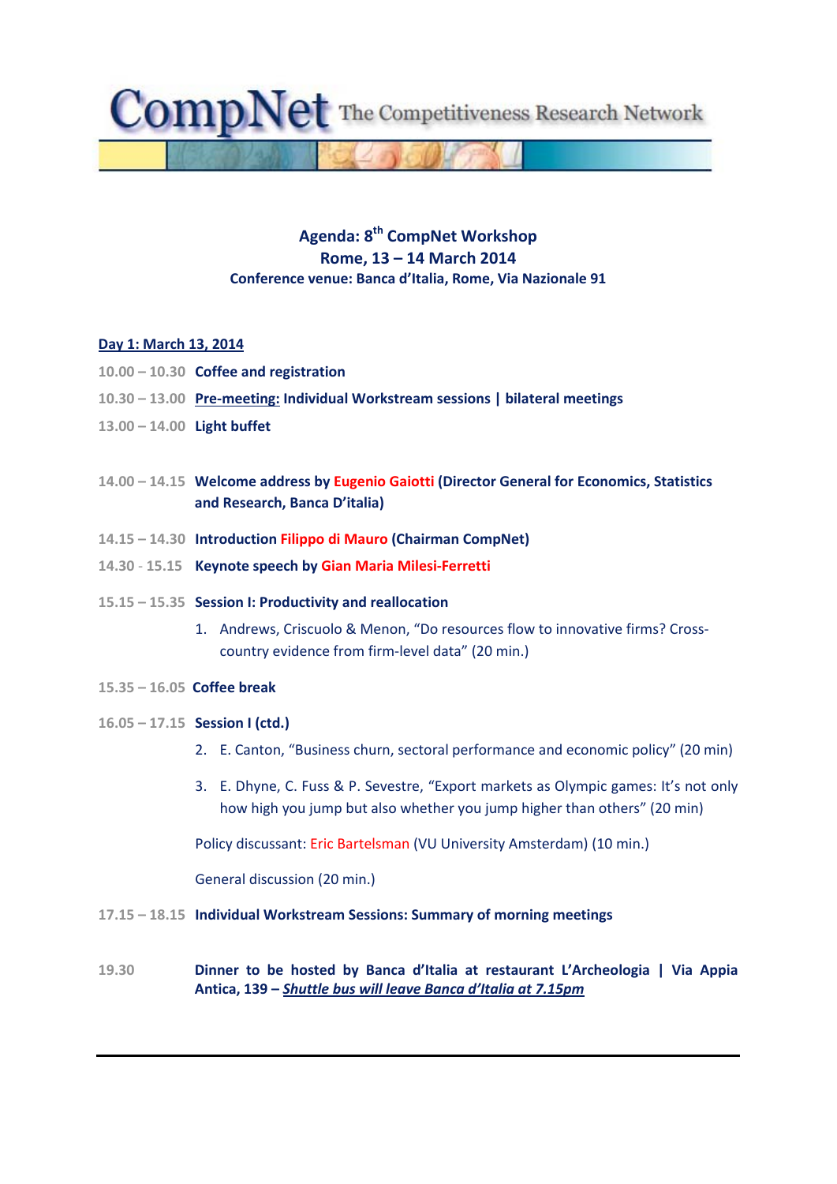CompNet The Competitiveness Research Network

# Agenda: 8th CompNet Workshop

## Rome, 13 – 14 March 2014

**Conference venue: Banca d'Italia, Rome, Via Nazionale 91**

**Day 1: March 13, 2014**

10.00 – 10.30 **Coffee and registration**

10.30 – 13.00 **Pre-meeting: Individual Workstream sessions | bilateral meetings**

13.00 – 14.00 **Light buffet**

14.00 – 14.15 **Welcome address by Eugenio Gaiotti (Director General for Economics, Statistics and Research, Banca D'italia)**

14.15 – 14.30 **Introduction Filippo di Mauro (Chairman CompNet)**

14.30 - 15.15 **Keynote speech by Gian Maria Milesi-Ferretti**

15.15 – 15.35 **Session I: Productivity and reallocation**

1. Andrews, Criscuolo & Menon, "Do resources flow to innovative firms? Cross-country evidence from firm-level data" (20 min.)

15.35 – 16.05 **Coffee break**

16.05 – 17.15 **Session I (ctd.)**

2. E. Canton, "Business churn, sectoral performance and economic policy" (20 min)
3. E. Dhyne, C. Fuss & P. Sevestre, "Export markets as Olympic games: It's not only how high you jump but also whether you jump higher than others" (20 min)

Policy discussant: Eric Bartelsman (VU University Amsterdam) (10 min.)

General discussion (20 min.)

17.15 – 18.15 **Individual Workstream Sessions: Summary of morning meetings**

19.30 **Dinner to be hosted by Banca d'Italia at restaurant L'Archeologia | Via Appia Antica, 139 – *Shuttle bus will leave Banca d'Italia at 7.15pm***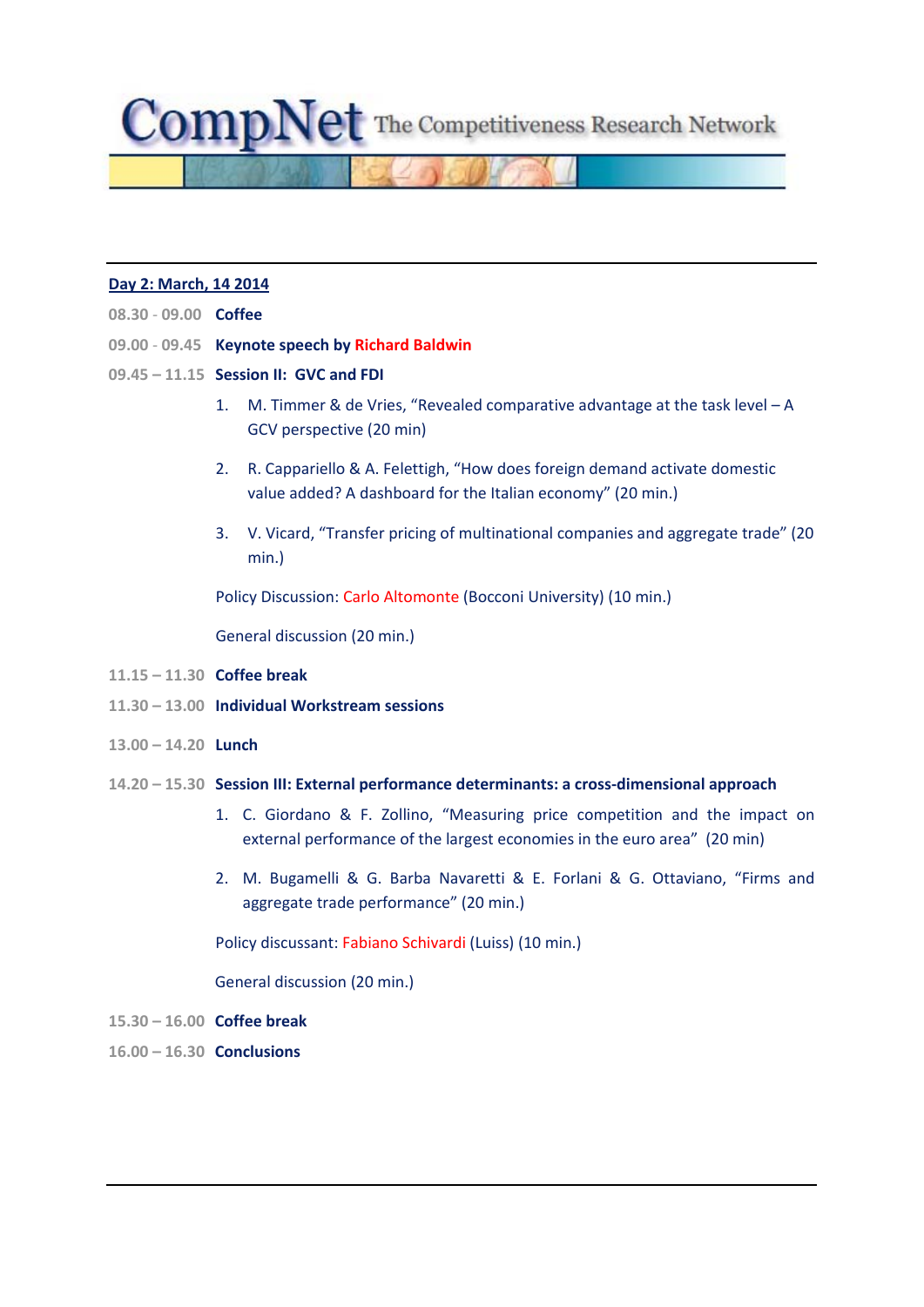**Day 2: March, 14 2014**

08.30 - 09.00 **Coffee**

09.00 - 09.45 **Keynote speech by Richard Baldwin**

09.45 – 11.15 **Session II: GVC and FDI**

1. M. Timmer & de Vries, "Revealed comparative advantage at the task level – A GCV perspective (20 min)
2. R. Cappariello & A. Felettigh, "How does foreign demand activate domestic value added? A dashboard for the Italian economy" (20 min.)
3. V. Vicard, "Transfer pricing of multinational companies and aggregate trade" (20 min.)

Policy Discussion: Carlo Altomonte (Bocconi University) (10 min.)

General discussion (20 min.)

11.15 – 11.30 **Coffee break**

11.30 – 13.00 **Individual Workstream sessions**

13.00 – 14.20 **Lunch**

14.20 – 15.30 **Session III: External performance determinants: a cross-dimensional approach**

1. C. Giordano & F. Zollino, "Measuring price competition and the impact on external performance of the largest economies in the euro area" (20 min)
2. M. Bugamelli & G. Barba Navaretti & E. Forlani & G. Ottaviano, "Firms and aggregate trade performance" (20 min.)

Policy discussant: Fabiano Schivardi (Luiss) (10 min.)

General discussion (20 min.)

15.30 – 16.00 **Coffee break**

16.00 – 16.30 **Conclusions**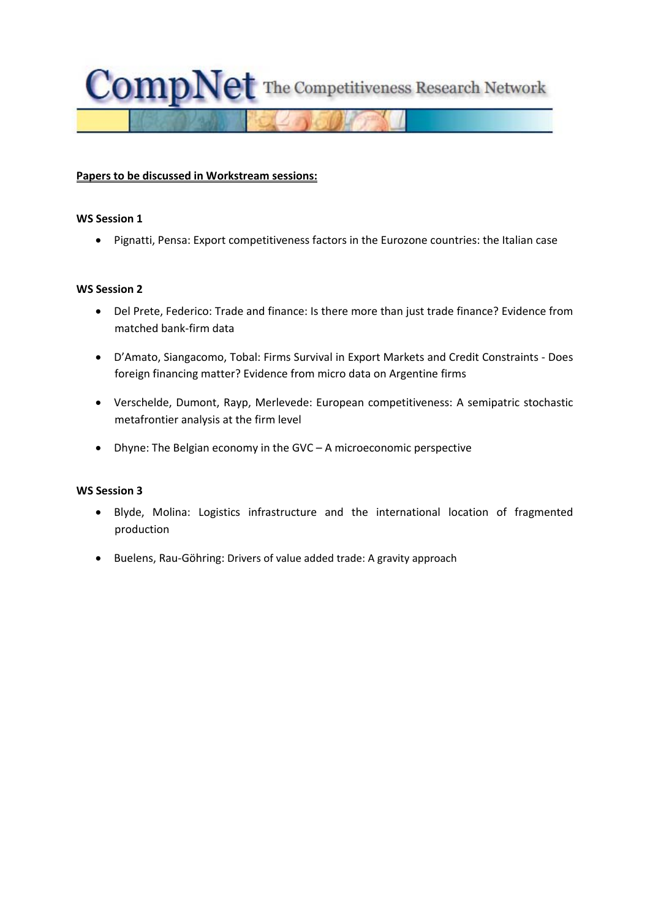**Papers to be discussed in Workstream sessions:**

**WS Session 1**

- Pignatti, Pensa: Export competitiveness factors in the Eurozone countries: the Italian case

**WS Session 2**

- Del Prete, Federico: Trade and finance: Is there more than just trade finance? Evidence from matched bank-firm data
- D'Amato, Siangacomo, Tobal: Firms Survival in Export Markets and Credit Constraints - Does foreign financing matter? Evidence from micro data on Argentine firms
- Verschelde, Dumont, Rayp, Merlevede: European competitiveness: A semipatric stochastic metafrontier analysis at the firm level
- Dhyne: The Belgian economy in the GVC – A microeconomic perspective

**WS Session 3**

- Blyde, Molina: Logistics infrastructure and the international location of fragmented production
- Buelens, Rau-Göhring: Drivers of value added trade: A gravity approach